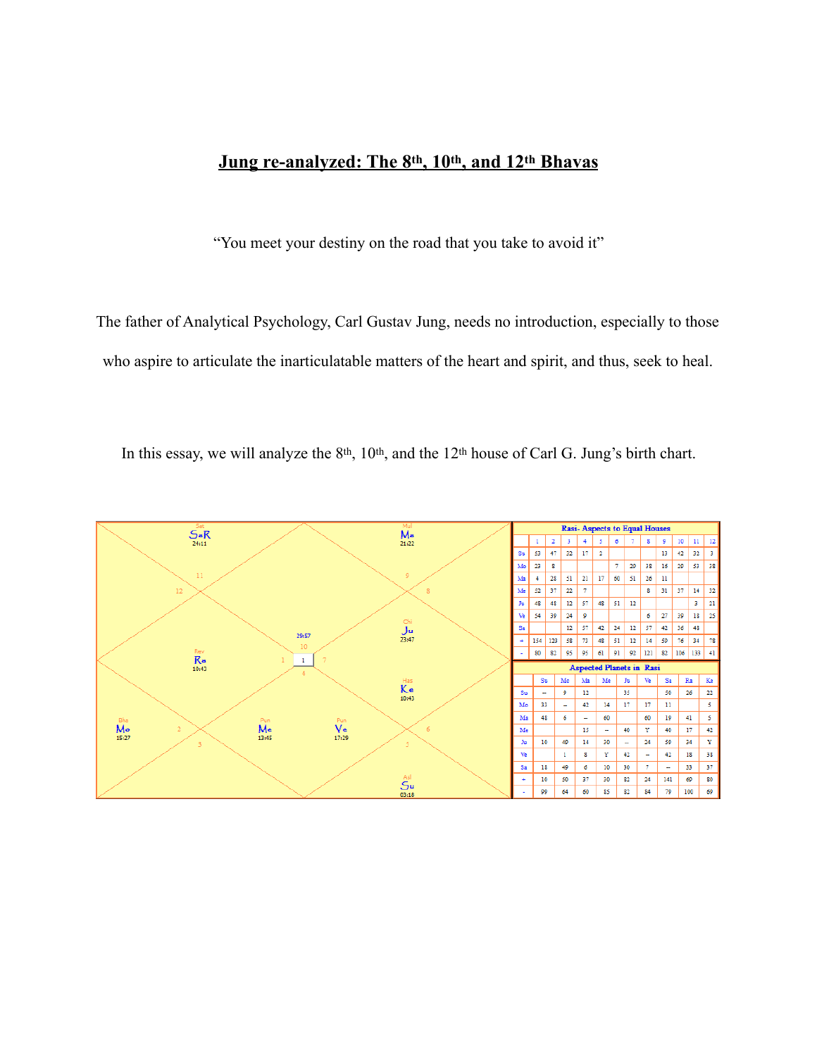# Jung re-analyzed: The 8th, 10th, and 12th Bhavas

"You meet your destiny on the road that you take to avoid it"

The father of Analytical Psychology, Carl Gustav Jung, needs no introduction, especially to those who aspire to articulate the inarticulatable matters of the heart and spirit, and thus, seek to heal.

In this essay, we will analyze the 8th, 10th, and the 12th house of Carl G. Jung's birth chart.

**Rasi- Aspects to Equal Houses**

| | 1 | 2 | 3 | 4 | 5 | 6 | 7 | 8 | 9 | 10 | 11 | 12 |
|---|---|---|---|---|---|---|---|---|---|---|---|---|
| Su | 53 | 47 | 32 | 17 | 2 | | | | 13 | 42 | 32 | 3 |
| Mo | 23 | 8 | | | | 7 | 20 | 38 | 16 | 20 | 53 | 38 |
| Ma | 4 | 28 | 51 | 21 | 17 | 60 | 51 | 26 | 11 | | | |
| Me | 52 | 37 | 22 | 7 | | | | 8 | 31 | 37 | 14 | 32 |
| Ju | 48 | 48 | 12 | 57 | 48 | 51 | 12 | | | | 3 | 21 |
| Ve | 54 | 39 | 24 | 9 | | | | 6 | 27 | 39 | 18 | 25 |
| Sa | | | 12 | 57 | 42 | 24 | 12 | 37 | 42 | 36 | 48 | |
| + | 154 | 123 | 58 | 73 | 48 | 51 | 12 | 14 | 59 | 76 | 34 | 78 |
| - | 80 | 82 | 95 | 95 | 61 | 91 | 92 | 121 | 82 | 106 | 133 | 41 |

**Aspected Planets in Rasi**

| | Su | Mo | Ma | Me | Ju | Ve | Sa | Ra | Ke |
|---|---|---|---|---|---|---|---|---|---|
| Su | -- | 9 | 12 | | 35 | | 50 | 26 | 22 |
| Mo | 33 | -- | 42 | 14 | 17 | 17 | 11 | | 5 |
| Ma | 48 | 6 | -- | 60 | | 60 | 19 | 41 | 5 |
| Me | | | 13 | -- | 40 | Y | 40 | 17 | 42 |
| Ju | 10 | 60 | 14 | 30 | -- | 24 | 50 | 34 | Y |
| Ve | | 1 | 8 | Y | 42 | -- | 42 | 18 | 38 |
| Sa | 18 | 49 | 6 | 10 | 30 | 7 | -- | 33 | 37 |
| + | 10 | 50 | 37 | 30 | 82 | 24 | 141 | 60 | 80 |
| - | 99 | 64 | 60 | 85 | 82 | 84 | 79 | 100 | 69 |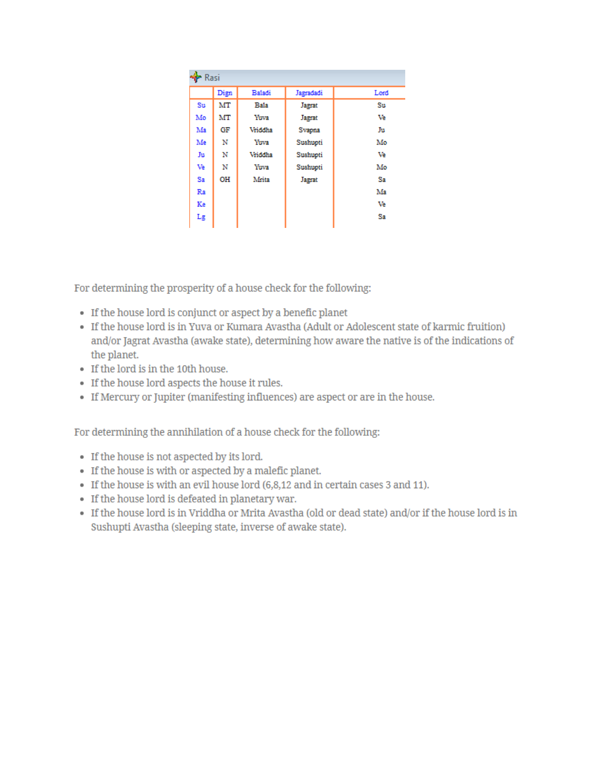Rasi

| | Dign | Baladi | Jagradadi | Lord |
|---|---|---|---|---|
| Su | MT | Bala | Jagrat | Su |
| Mo | MT | Yuva | Jagrat | Ve |
| Ma | GF | Vriddha | Svapna | Ju |
| Me | N | Yuva | Sushupti | Mo |
| Ju | N | Vriddha | Sushupti | Ve |
| Ve | N | Yuva | Sushupti | Mo |
| Sa | OH | Mrita | Jagrat | Sa |
| Ra | | | | Ma |
| Ke | | | | Ve |
| Lg | | | | Sa |

For determining the prosperity of a house check for the following:

- If the house lord is conjunct or aspect by a benefic planet
- If the house lord is in Yuva or Kumara Avastha (Adult or Adolescent state of karmic fruition) and/or Jagrat Avastha (awake state), determining how aware the native is of the indications of the planet.
- If the lord is in the 10th house.
- If the house lord aspects the house it rules.
- If Mercury or Jupiter (manifesting influences) are aspect or are in the house.

For determining the annihilation of a house check for the following:

- If the house is not aspected by its lord.
- If the house is with or aspected by a malefic planet.
- If the house is with an evil house lord (6,8,12 and in certain cases 3 and 11).
- If the house lord is defeated in planetary war.
- If the house lord is in Vriddha or Mrita Avastha (old or dead state) and/or if the house lord is in Sushupti Avastha (sleeping state, inverse of awake state).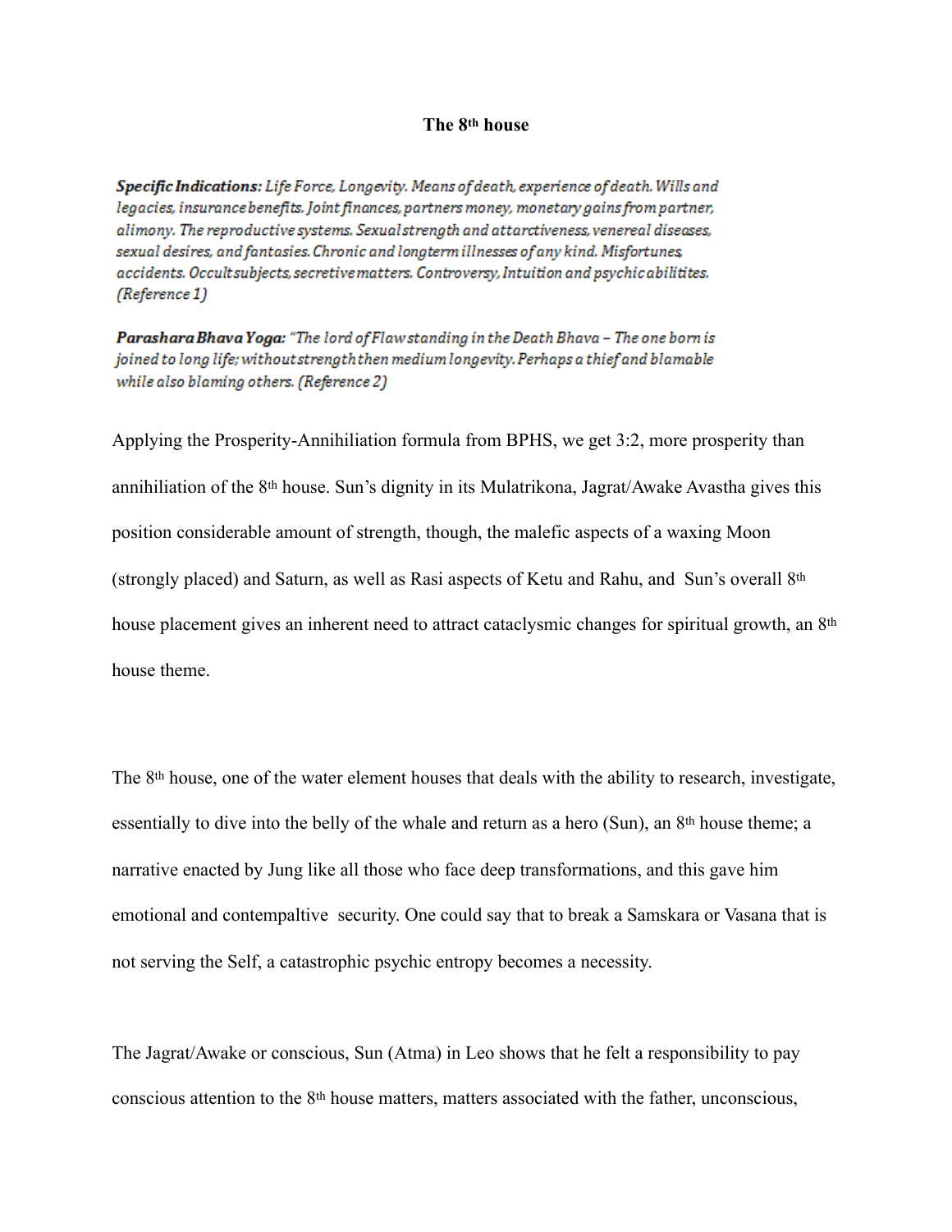**The 8th house**

***Specific Indications:*** *Life Force, Longevity. Means of death, experience of death. Wills and legacies, insurance benefits. Joint finances, partners money, monetary gains from partner, alimony. The reproductive systems. Sexual strength and attarctiveness, venereal diseases, sexual desires, and fantasies. Chronic and longterm illnesses of any kind. Misfortunes, accidents. Occult subjects, secretive matters. Controversy, Intuition and psychic abilitites. (Reference 1)*

***Parashara Bhava Yoga:*** *"The lord of Flaw standing in the Death Bhava – The one born is joined to long life; without strength then medium longevity. Perhaps a thief and blamable while also blaming others. (Reference 2)*

Applying the Prosperity-Annihiliation formula from BPHS, we get 3:2, more prosperity than annihiliation of the 8th house. Sun's dignity in its Mulatrikona, Jagrat/Awake Avastha gives this position considerable amount of strength, though, the malefic aspects of a waxing Moon (strongly placed) and Saturn, as well as Rasi aspects of Ketu and Rahu, and Sun's overall 8th house placement gives an inherent need to attract cataclysmic changes for spiritual growth, an 8th house theme.

The 8th house, one of the water element houses that deals with the ability to research, investigate, essentially to dive into the belly of the whale and return as a hero (Sun), an 8th house theme; a narrative enacted by Jung like all those who face deep transformations, and this gave him emotional and contempaltive security. One could say that to break a Samskara or Vasana that is not serving the Self, a catastrophic psychic entropy becomes a necessity.

The Jagrat/Awake or conscious, Sun (Atma) in Leo shows that he felt a responsibility to pay conscious attention to the 8th house matters, matters associated with the father, unconscious,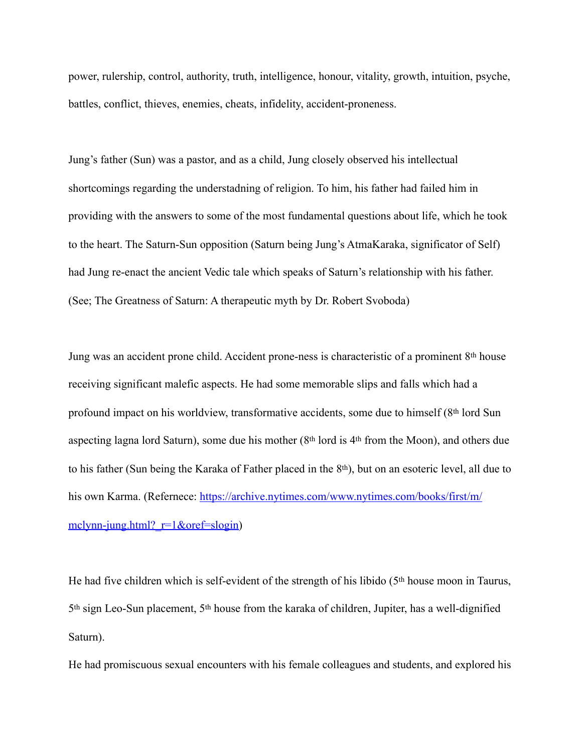power, rulership, control, authority, truth, intelligence, honour, vitality, growth, intuition, psyche, battles, conflict, thieves, enemies, cheats, infidelity, accident-proneness.

Jung's father (Sun) was a pastor, and as a child, Jung closely observed his intellectual shortcomings regarding the understadning of religion. To him, his father had failed him in providing with the answers to some of the most fundamental questions about life, which he took to the heart. The Saturn-Sun opposition (Saturn being Jung's AtmaKaraka, significator of Self) had Jung re-enact the ancient Vedic tale which speaks of Saturn's relationship with his father. (See; The Greatness of Saturn: A therapeutic myth by Dr. Robert Svoboda)

Jung was an accident prone child. Accident prone-ness is characteristic of a prominent 8th house receiving significant malefic aspects. He had some memorable slips and falls which had a profound impact on his worldview, transformative accidents, some due to himself (8th lord Sun aspecting lagna lord Saturn), some due his mother (8th lord is 4th from the Moon), and others due to his father (Sun being the Karaka of Father placed in the 8th), but on an esoteric level, all due to his own Karma. (Refernece: [https://archive.nytimes.com/www.nytimes.com/books/first/m/mclynn-jung.html?_r=1&oref=slogin](https://archive.nytimes.com/www.nytimes.com/books/first/m/mclynn-jung.html?_r=1&oref=slogin))

He had five children which is self-evident of the strength of his libido (5th house moon in Taurus, 5th sign Leo-Sun placement, 5th house from the karaka of children, Jupiter, has a well-dignified Saturn).

He had promiscuous sexual encounters with his female colleagues and students, and explored his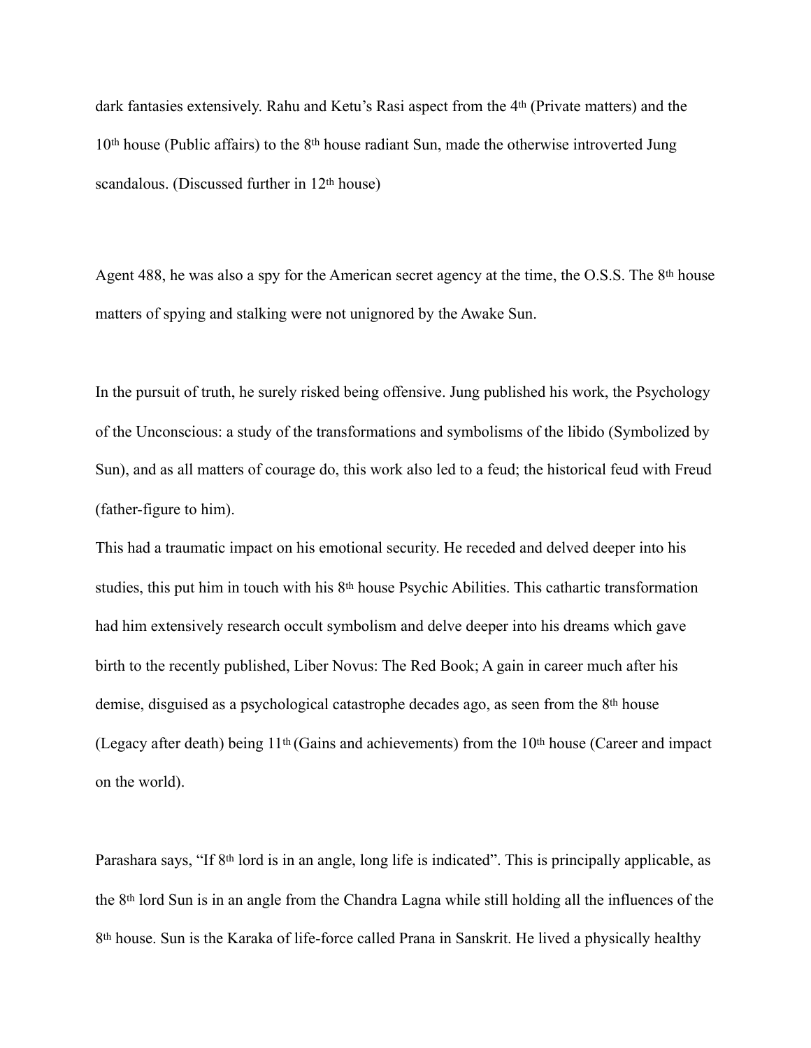dark fantasies extensively. Rahu and Ketu's Rasi aspect from the 4th (Private matters) and the 10th house (Public affairs) to the 8th house radiant Sun, made the otherwise introverted Jung scandalous. (Discussed further in 12th house)

Agent 488, he was also a spy for the American secret agency at the time, the O.S.S. The 8th house matters of spying and stalking were not unignored by the Awake Sun.

In the pursuit of truth, he surely risked being offensive. Jung published his work, the Psychology of the Unconscious: a study of the transformations and symbolisms of the libido (Symbolized by Sun), and as all matters of courage do, this work also led to a feud; the historical feud with Freud (father-figure to him).

This had a traumatic impact on his emotional security. He receded and delved deeper into his studies, this put him in touch with his 8th house Psychic Abilities. This cathartic transformation had him extensively research occult symbolism and delve deeper into his dreams which gave birth to the recently published, Liber Novus: The Red Book; A gain in career much after his demise, disguised as a psychological catastrophe decades ago, as seen from the 8th house (Legacy after death) being 11th (Gains and achievements) from the 10th house (Career and impact on the world).

Parashara says, "If 8th lord is in an angle, long life is indicated". This is principally applicable, as the 8th lord Sun is in an angle from the Chandra Lagna while still holding all the influences of the 8th house. Sun is the Karaka of life-force called Prana in Sanskrit. He lived a physically healthy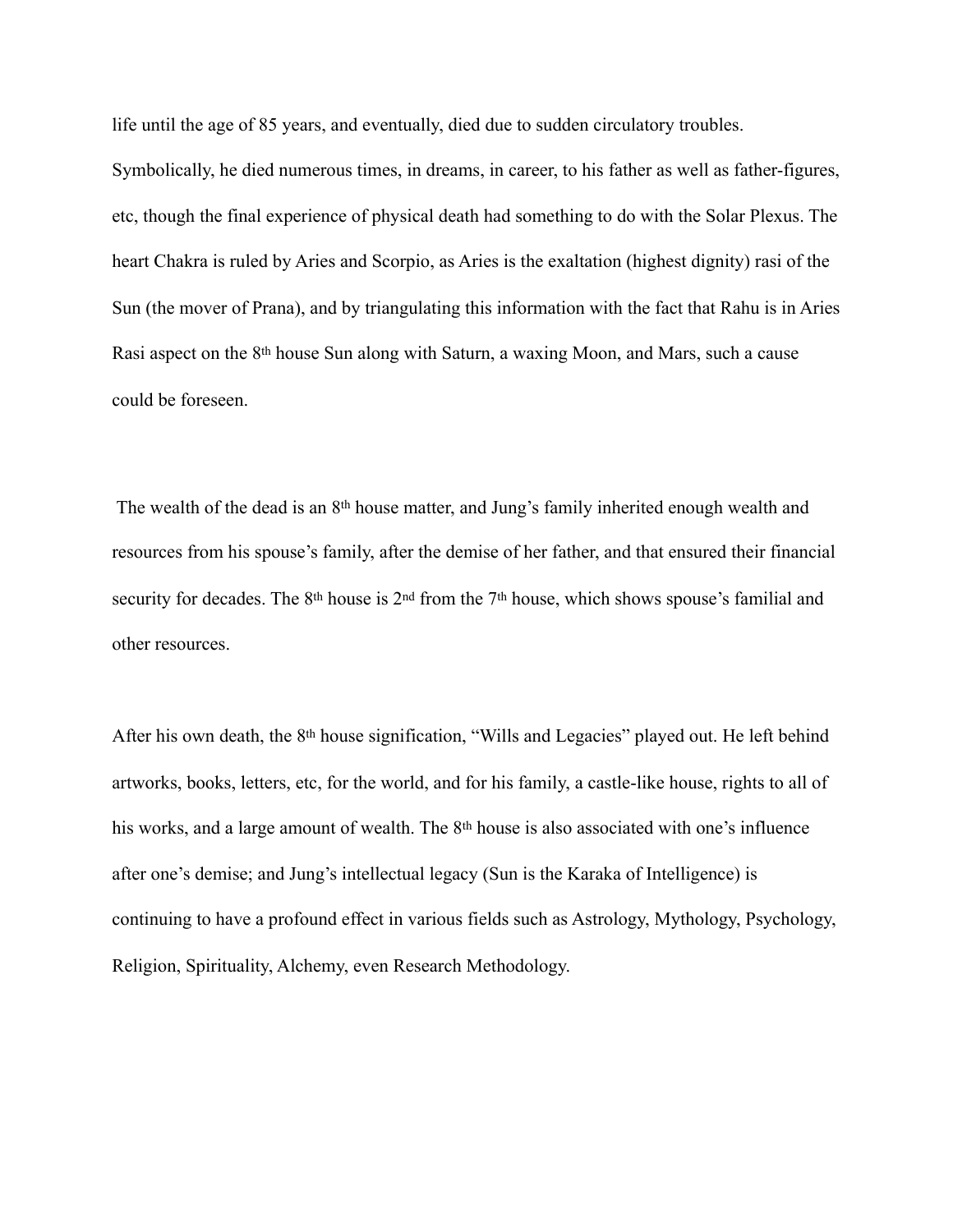life until the age of 85 years, and eventually, died due to sudden circulatory troubles. Symbolically, he died numerous times, in dreams, in career, to his father as well as father-figures, etc, though the final experience of physical death had something to do with the Solar Plexus. The heart Chakra is ruled by Aries and Scorpio, as Aries is the exaltation (highest dignity) rasi of the Sun (the mover of Prana), and by triangulating this information with the fact that Rahu is in Aries Rasi aspect on the 8th house Sun along with Saturn, a waxing Moon, and Mars, such a cause could be foreseen.

The wealth of the dead is an 8th house matter, and Jung's family inherited enough wealth and resources from his spouse's family, after the demise of her father, and that ensured their financial security for decades. The 8th house is 2nd from the 7th house, which shows spouse's familial and other resources.

After his own death, the 8th house signification, "Wills and Legacies" played out. He left behind artworks, books, letters, etc, for the world, and for his family, a castle-like house, rights to all of his works, and a large amount of wealth. The 8th house is also associated with one's influence after one's demise; and Jung's intellectual legacy (Sun is the Karaka of Intelligence) is continuing to have a profound effect in various fields such as Astrology, Mythology, Psychology, Religion, Spirituality, Alchemy, even Research Methodology.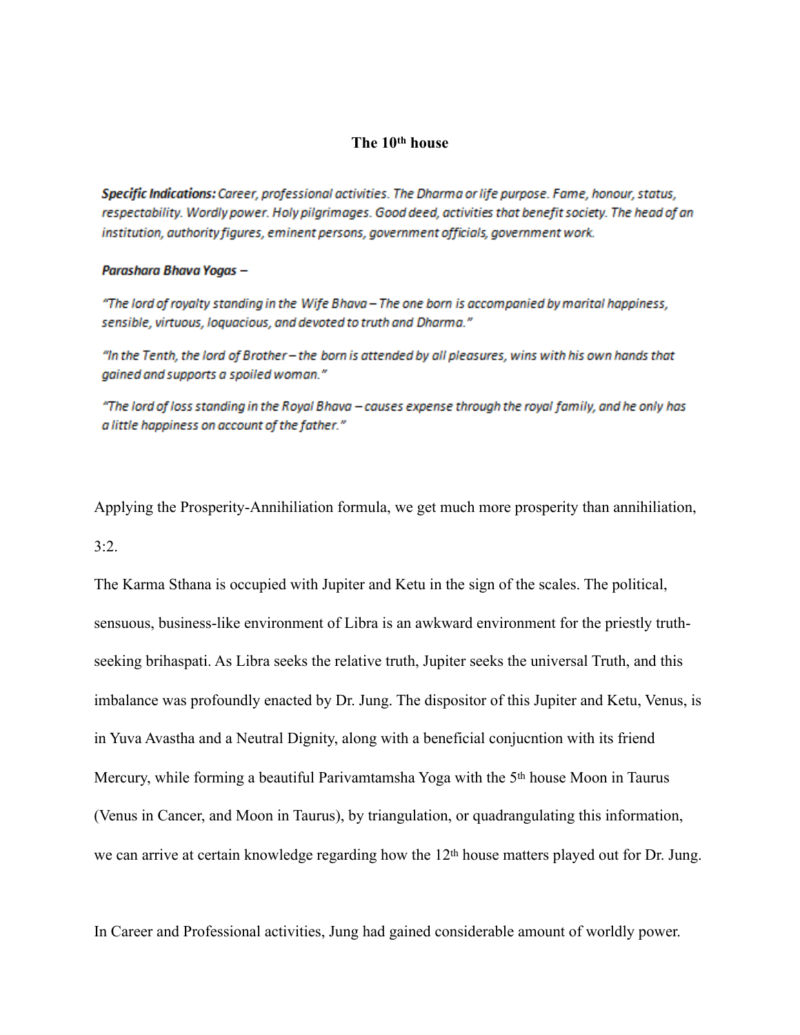**The 10th house**

***Specific Indications:*** *Career, professional activities. The Dharma or life purpose. Fame, honour, status, respectability. Wordly power. Holy pilgrimages. Good deed, activities that benefit society. The head of an institution, authority figures, eminent persons, government officials, government work.*

***Parashara Bhava Yogas –***

*"The lord of royalty standing in the Wife Bhava – The one born is accompanied by marital happiness, sensible, virtuous, loquacious, and devoted to truth and Dharma."*

*"In the Tenth, the lord of Brother – the born is attended by all pleasures, wins with his own hands that gained and supports a spoiled woman."*

*"The lord of loss standing in the Royal Bhava – causes expense through the royal family, and he only has a little happiness on account of the father."*

Applying the Prosperity-Annihiliation formula, we get much more prosperity than annihiliation, 3:2.

The Karma Sthana is occupied with Jupiter and Ketu in the sign of the scales. The political, sensuous, business-like environment of Libra is an awkward environment for the priestly truth-seeking brihaspati. As Libra seeks the relative truth, Jupiter seeks the universal Truth, and this imbalance was profoundly enacted by Dr. Jung. The dispositor of this Jupiter and Ketu, Venus, is in Yuva Avastha and a Neutral Dignity, along with a beneficial conjucntion with its friend Mercury, while forming a beautiful Parivamtamsha Yoga with the 5th house Moon in Taurus (Venus in Cancer, and Moon in Taurus), by triangulation, or quadrangulating this information, we can arrive at certain knowledge regarding how the 12th house matters played out for Dr. Jung.

In Career and Professional activities, Jung had gained considerable amount of worldly power.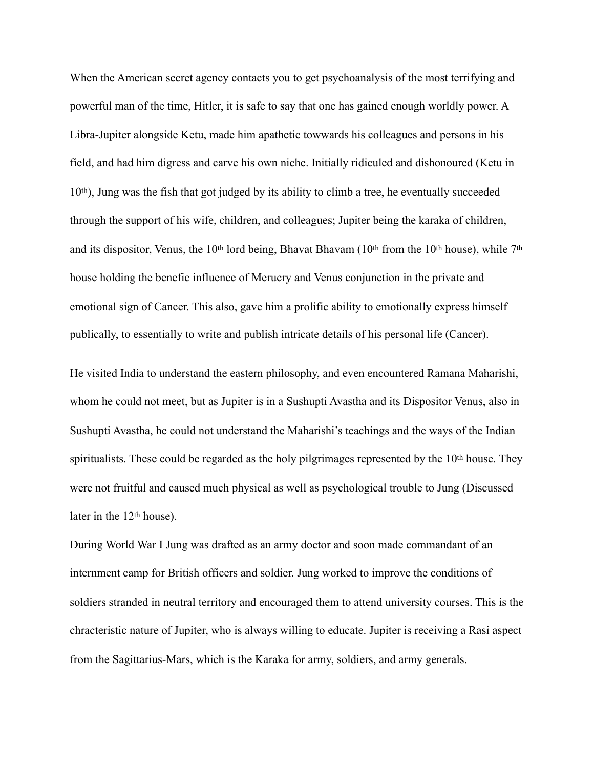When the American secret agency contacts you to get psychoanalysis of the most terrifying and powerful man of the time, Hitler, it is safe to say that one has gained enough worldly power. A Libra-Jupiter alongside Ketu, made him apathetic towwards his colleagues and persons in his field, and had him digress and carve his own niche. Initially ridiculed and dishonoured (Ketu in 10th), Jung was the fish that got judged by its ability to climb a tree, he eventually succeeded through the support of his wife, children, and colleagues; Jupiter being the karaka of children, and its dispositor, Venus, the 10th lord being, Bhavat Bhavam (10th from the 10th house), while 7th house holding the benefic influence of Merucry and Venus conjunction in the private and emotional sign of Cancer. This also, gave him a prolific ability to emotionally express himself publically, to essentially to write and publish intricate details of his personal life (Cancer).

He visited India to understand the eastern philosophy, and even encountered Ramana Maharishi, whom he could not meet, but as Jupiter is in a Sushupti Avastha and its Dispositor Venus, also in Sushupti Avastha, he could not understand the Maharishi's teachings and the ways of the Indian spiritualists. These could be regarded as the holy pilgrimages represented by the 10th house. They were not fruitful and caused much physical as well as psychological trouble to Jung (Discussed later in the 12th house).

During World War I Jung was drafted as an army doctor and soon made commandant of an internment camp for British officers and soldier. Jung worked to improve the conditions of soldiers stranded in neutral territory and encouraged them to attend university courses. This is the chracteristic nature of Jupiter, who is always willing to educate. Jupiter is receiving a Rasi aspect from the Sagittarius-Mars, which is the Karaka for army, soldiers, and army generals.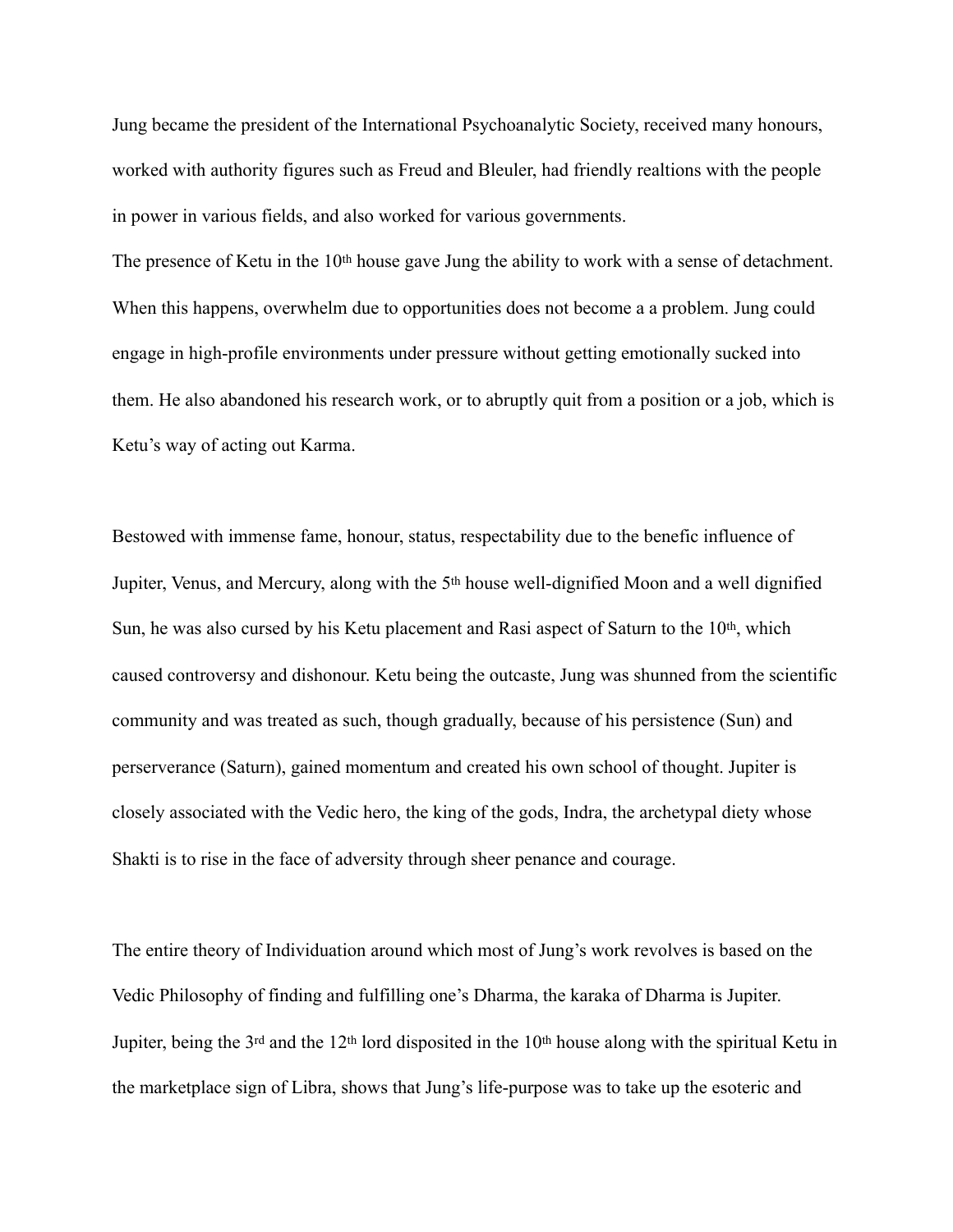Jung became the president of the International Psychoanalytic Society, received many honours, worked with authority figures such as Freud and Bleuler, had friendly realtions with the people in power in various fields, and also worked for various governments.

The presence of Ketu in the 10th house gave Jung the ability to work with a sense of detachment. When this happens, overwhelm due to opportunities does not become a a problem. Jung could engage in high-profile environments under pressure without getting emotionally sucked into them. He also abandoned his research work, or to abruptly quit from a position or a job, which is Ketu's way of acting out Karma.

Bestowed with immense fame, honour, status, respectability due to the benefic influence of Jupiter, Venus, and Mercury, along with the 5th house well-dignified Moon and a well dignified Sun, he was also cursed by his Ketu placement and Rasi aspect of Saturn to the 10th, which caused controversy and dishonour. Ketu being the outcaste, Jung was shunned from the scientific community and was treated as such, though gradually, because of his persistence (Sun) and perserverance (Saturn), gained momentum and created his own school of thought. Jupiter is closely associated with the Vedic hero, the king of the gods, Indra, the archetypal diety whose Shakti is to rise in the face of adversity through sheer penance and courage.

The entire theory of Individuation around which most of Jung's work revolves is based on the Vedic Philosophy of finding and fulfilling one's Dharma, the karaka of Dharma is Jupiter. Jupiter, being the 3rd and the 12th lord disposited in the 10th house along with the spiritual Ketu in the marketplace sign of Libra, shows that Jung's life-purpose was to take up the esoteric and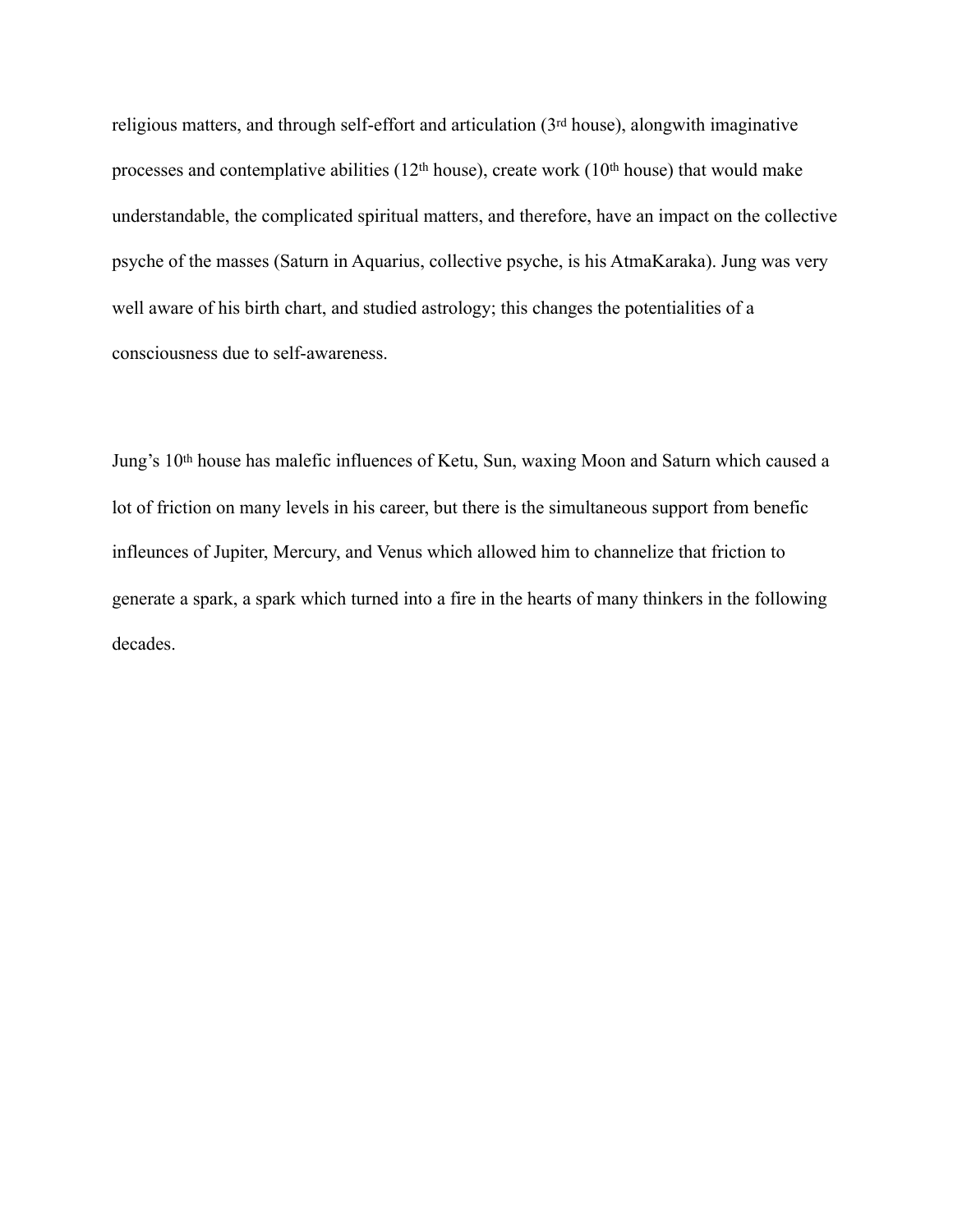religious matters, and through self-effort and articulation (3rd house), alongwith imaginative processes and contemplative abilities (12th house), create work (10th house) that would make understandable, the complicated spiritual matters, and therefore, have an impact on the collective psyche of the masses (Saturn in Aquarius, collective psyche, is his AtmaKaraka). Jung was very well aware of his birth chart, and studied astrology; this changes the potentialities of a consciousness due to self-awareness.

Jung's 10th house has malefic influences of Ketu, Sun, waxing Moon and Saturn which caused a lot of friction on many levels in his career, but there is the simultaneous support from benefic infleunces of Jupiter, Mercury, and Venus which allowed him to channelize that friction to generate a spark, a spark which turned into a fire in the hearts of many thinkers in the following decades.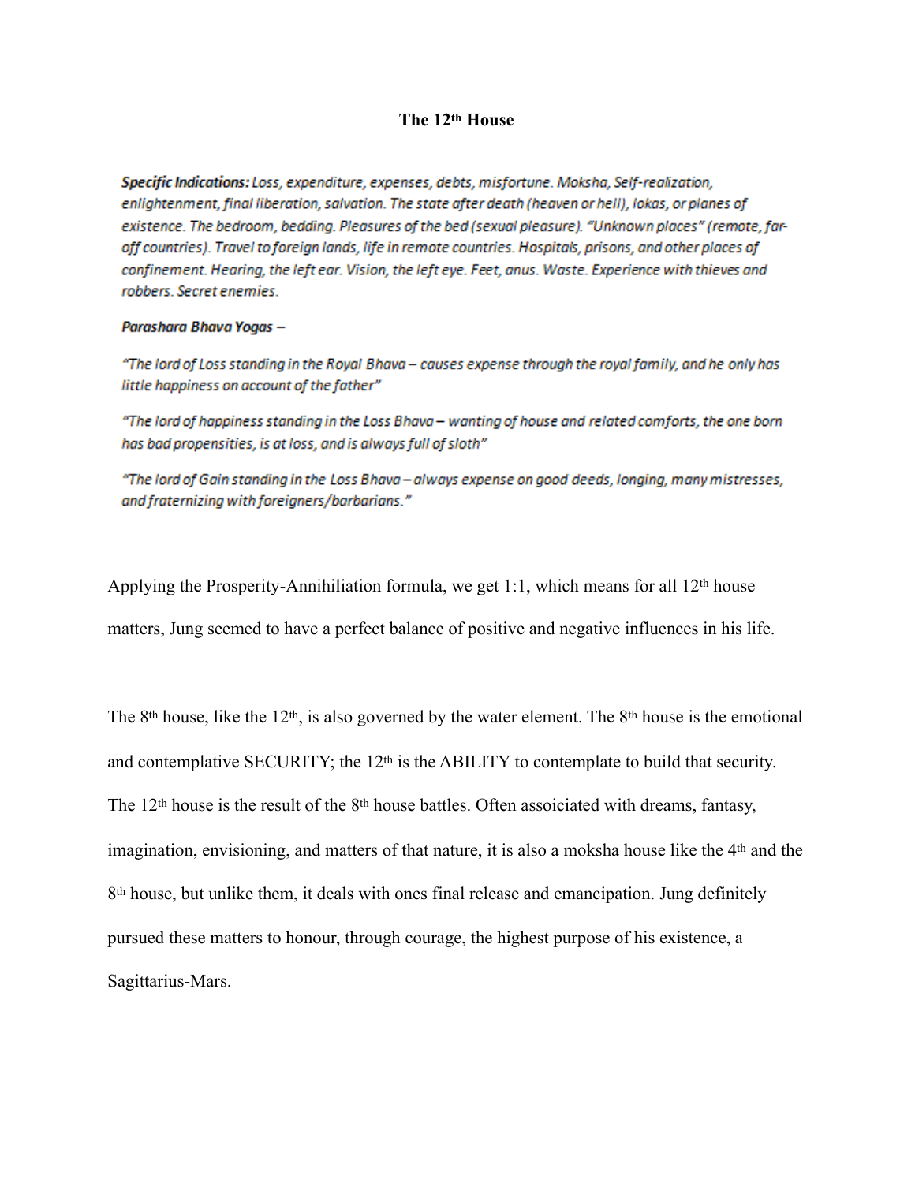# The 12th House

***Specific Indications:*** *Loss, expenditure, expenses, debts, misfortune. Moksha, Self-realization, enlightenment, final liberation, salvation. The state after death (heaven or hell), lokas, or planes of existence. The bedroom, bedding. Pleasures of the bed (sexual pleasure). "Unknown places" (remote, far-off countries). Travel to foreign lands, life in remote countries. Hospitals, prisons, and other places of confinement. Hearing, the left ear. Vision, the left eye. Feet, anus. Waste. Experience with thieves and robbers. Secret enemies.*

***Parashara Bhava Yogas –***

*"The lord of Loss standing in the Royal Bhava – causes expense through the royal family, and he only has little happiness on account of the father"*

*"The lord of happiness standing in the Loss Bhava – wanting of house and related comforts, the one born has bad propensities, is at loss, and is always full of sloth"*

*"The lord of Gain standing in the Loss Bhava – always expense on good deeds, longing, many mistresses, and fraternizing with foreigners/barbarians."*

Applying the Prosperity-Annihiliation formula, we get 1:1, which means for all 12th house matters, Jung seemed to have a perfect balance of positive and negative influences in his life.

The 8th house, like the 12th, is also governed by the water element. The 8th house is the emotional and contemplative SECURITY; the 12th is the ABILITY to contemplate to build that security. The 12th house is the result of the 8th house battles. Often assoiciated with dreams, fantasy, imagination, envisioning, and matters of that nature, it is also a moksha house like the 4th and the 8th house, but unlike them, it deals with ones final release and emancipation. Jung definitely pursued these matters to honour, through courage, the highest purpose of his existence, a Sagittarius-Mars.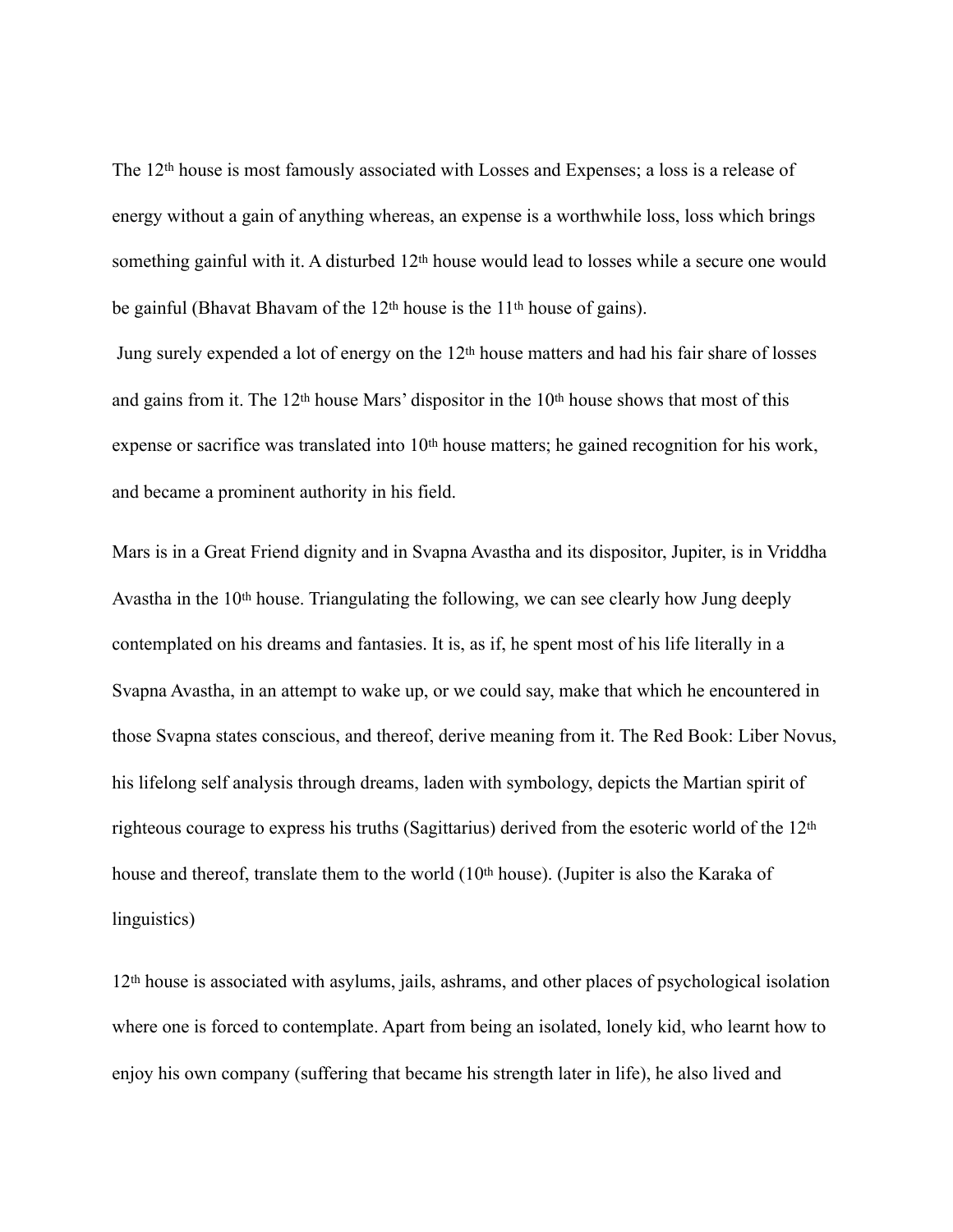The 12th house is most famously associated with Losses and Expenses; a loss is a release of energy without a gain of anything whereas, an expense is a worthwhile loss, loss which brings something gainful with it. A disturbed 12th house would lead to losses while a secure one would be gainful (Bhavat Bhavam of the 12th house is the 11th house of gains).

Jung surely expended a lot of energy on the 12th house matters and had his fair share of losses and gains from it. The 12th house Mars' dispositor in the 10th house shows that most of this expense or sacrifice was translated into 10th house matters; he gained recognition for his work, and became a prominent authority in his field.

Mars is in a Great Friend dignity and in Svapna Avastha and its dispositor, Jupiter, is in Vriddha Avastha in the 10th house. Triangulating the following, we can see clearly how Jung deeply contemplated on his dreams and fantasies. It is, as if, he spent most of his life literally in a Svapna Avastha, in an attempt to wake up, or we could say, make that which he encountered in those Svapna states conscious, and thereof, derive meaning from it. The Red Book: Liber Novus, his lifelong self analysis through dreams, laden with symbology, depicts the Martian spirit of righteous courage to express his truths (Sagittarius) derived from the esoteric world of the 12th house and thereof, translate them to the world (10th house). (Jupiter is also the Karaka of linguistics)

12th house is associated with asylums, jails, ashrams, and other places of psychological isolation where one is forced to contemplate. Apart from being an isolated, lonely kid, who learnt how to enjoy his own company (suffering that became his strength later in life), he also lived and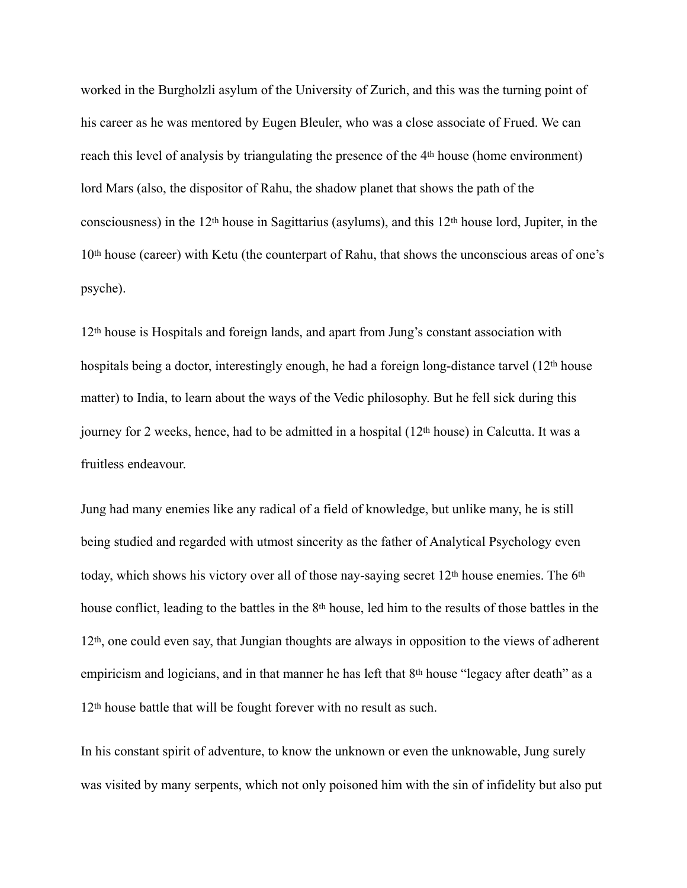worked in the Burgholzli asylum of the University of Zurich, and this was the turning point of his career as he was mentored by Eugen Bleuler, who was a close associate of Frued. We can reach this level of analysis by triangulating the presence of the 4th house (home environment) lord Mars (also, the dispositor of Rahu, the shadow planet that shows the path of the consciousness) in the 12th house in Sagittarius (asylums), and this 12th house lord, Jupiter, in the 10th house (career) with Ketu (the counterpart of Rahu, that shows the unconscious areas of one's psyche).

12th house is Hospitals and foreign lands, and apart from Jung's constant association with hospitals being a doctor, interestingly enough, he had a foreign long-distance tarvel (12th house matter) to India, to learn about the ways of the Vedic philosophy. But he fell sick during this journey for 2 weeks, hence, had to be admitted in a hospital (12th house) in Calcutta. It was a fruitless endeavour.

Jung had many enemies like any radical of a field of knowledge, but unlike many, he is still being studied and regarded with utmost sincerity as the father of Analytical Psychology even today, which shows his victory over all of those nay-saying secret 12th house enemies. The 6th house conflict, leading to the battles in the 8th house, led him to the results of those battles in the 12th, one could even say, that Jungian thoughts are always in opposition to the views of adherent empiricism and logicians, and in that manner he has left that 8th house "legacy after death" as a 12th house battle that will be fought forever with no result as such.

In his constant spirit of adventure, to know the unknown or even the unknowable, Jung surely was visited by many serpents, which not only poisoned him with the sin of infidelity but also put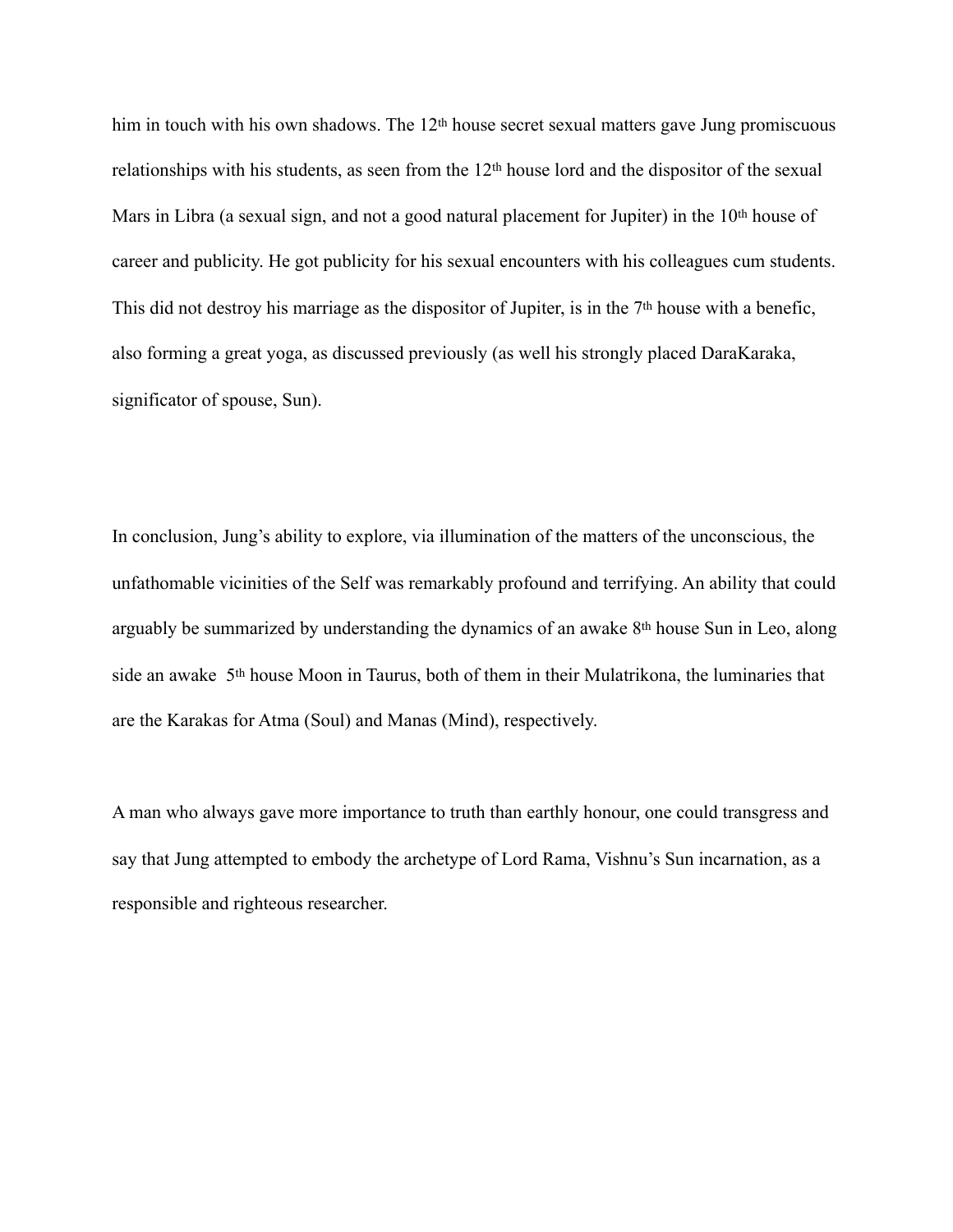him in touch with his own shadows. The 12th house secret sexual matters gave Jung promiscuous relationships with his students, as seen from the 12th house lord and the dispositor of the sexual Mars in Libra (a sexual sign, and not a good natural placement for Jupiter) in the 10th house of career and publicity. He got publicity for his sexual encounters with his colleagues cum students. This did not destroy his marriage as the dispositor of Jupiter, is in the 7th house with a benefic, also forming a great yoga, as discussed previously (as well his strongly placed DaraKaraka, significator of spouse, Sun).

In conclusion, Jung's ability to explore, via illumination of the matters of the unconscious, the unfathomable vicinities of the Self was remarkably profound and terrifying. An ability that could arguably be summarized by understanding the dynamics of an awake 8th house Sun in Leo, along side an awake 5th house Moon in Taurus, both of them in their Mulatrikona, the luminaries that are the Karakas for Atma (Soul) and Manas (Mind), respectively.

A man who always gave more importance to truth than earthly honour, one could transgress and say that Jung attempted to embody the archetype of Lord Rama, Vishnu's Sun incarnation, as a responsible and righteous researcher.